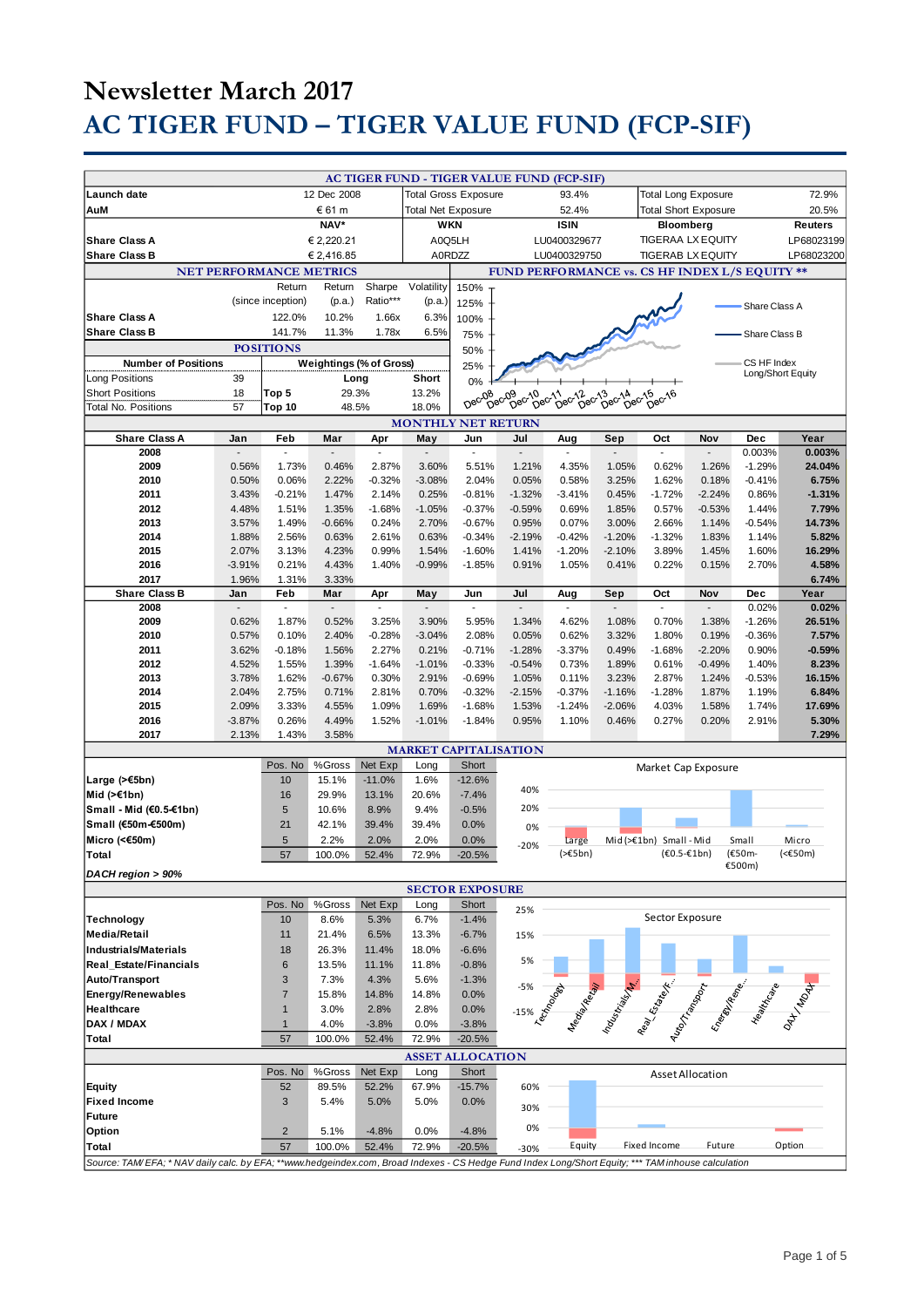# Newsletter March 2017

# AC TIGER FUND – TIGER VALUE FUND (FCP-SIF)

## AC TIGER FUND - TIGER VALUE FUND (FCP-SIF)

| | | | | | | |
|---|---|---|---|---|---|---|
| Launch date | 12 Dec 2008 | Total Gross Exposure | 93.4% | | Total Long Exposure | 72.9% |
| AuM | € 61 m | Total Net Exposure | 52.4% | | Total Short Exposure | 20.5% |
| | NAV* | WKN | ISIN | | Bloomberg | Reuters |
| Share Class A | € 2,220.21 | A0Q5LH | LU0400329677 | | TIGERAA LX EQUITY | LP68023199 |
| Share Class B | € 2,416.85 | A0RDZZ | LU0400329750 | | TIGERAB LX EQUITY | LP68023200 |

## NET PERFORMANCE METRICS

| | Return (since inception) | Return (p.a.) | Sharpe Ratio*** | Volatility (p.a.) |
|---|---|---|---|---|
| Share Class A | 122.0% | 10.2% | 1.66x | 6.3% |
| Share Class B | 141.7% | 11.3% | 1.78x | 6.5% |

## POSITIONS

| Number of Positions | | Weightings (% of Gross) | Long | Short |
|---|---|---|---|---|
| Long Positions | 39 | | | |
| Short Positions | 18 | Top 5 | 29.3% | 13.2% |
| Total No. Positions | 57 | Top 10 | 48.5% | 18.0% |

## FUND PERFORMANCE vs. CS HF INDEX L/S EQUITY **

## MONTHLY NET RETURN

| Share Class A | Jan | Feb | Mar | Apr | May | Jun | Jul | Aug | Sep | Oct | Nov | Dec | Year |
|---|---|---|---|---|---|---|---|---|---|---|---|---|---|
| 2008 | - | - | - | - | - | - | - | - | - | - | - | 0.003% | **0.003%** |
| 2009 | 0.56% | 1.73% | 0.46% | 2.87% | 3.60% | 5.51% | 1.21% | 4.35% | 1.05% | 0.62% | 1.26% | -1.29% | **24.04%** |
| 2010 | 0.50% | 0.06% | 2.22% | -0.32% | -3.08% | 2.04% | 0.05% | 0.58% | 3.25% | 1.62% | 0.18% | -0.41% | **6.75%** |
| 2011 | 3.43% | -0.21% | 1.47% | 2.14% | 0.25% | -0.81% | -1.32% | -3.41% | 0.45% | -1.72% | -2.24% | 0.86% | **-1.31%** |
| 2012 | 4.48% | 1.51% | 1.35% | -1.68% | -1.05% | -0.37% | -0.59% | 0.69% | 1.85% | 0.57% | -0.53% | 1.44% | **7.79%** |
| 2013 | 3.57% | 1.49% | -0.66% | 0.24% | 2.70% | -0.67% | 0.95% | 0.07% | 3.00% | 2.66% | 1.14% | -0.54% | **14.73%** |
| 2014 | 1.88% | 2.56% | 0.63% | 2.61% | 0.63% | -0.34% | -2.19% | -0.42% | -1.20% | -1.32% | 1.83% | 1.14% | **5.82%** |
| 2015 | 2.07% | 3.13% | 4.23% | 0.99% | 1.54% | -1.60% | 1.41% | -1.20% | -2.10% | 3.89% | 1.45% | 1.60% | **16.29%** |
| 2016 | -3.91% | 0.21% | 4.43% | 1.40% | -0.99% | -1.85% | 0.91% | 1.05% | 0.41% | 0.22% | 0.15% | 2.70% | **4.58%** |
| 2017 | 1.96% | 1.31% | 3.33% | | | | | | | | | | **6.74%** |
| **Share Class B** | **Jan** | **Feb** | **Mar** | **Apr** | **May** | **Jun** | **Jul** | **Aug** | **Sep** | **Oct** | **Nov** | **Dec** | **Year** |
| 2008 | - | - | - | - | - | - | - | - | - | - | - | 0.02% | **0.02%** |
| 2009 | 0.62% | 1.87% | 0.52% | 3.25% | 3.90% | 5.95% | 1.34% | 4.62% | 1.08% | 0.70% | 1.38% | -1.26% | **26.51%** |
| 2010 | 0.57% | 0.10% | 2.40% | -0.28% | -3.04% | 2.08% | 0.05% | 0.62% | 3.32% | 1.80% | 0.19% | -0.36% | **7.57%** |
| 2011 | 3.62% | -0.18% | 1.56% | 2.27% | 0.21% | -0.71% | -1.28% | -3.37% | 0.49% | -1.68% | -2.20% | 0.90% | **-0.59%** |
| 2012 | 4.52% | 1.55% | 1.39% | -1.64% | -1.01% | -0.33% | -0.54% | 0.73% | 1.89% | 0.61% | -0.49% | 1.40% | **8.23%** |
| 2013 | 3.78% | 1.62% | -0.67% | 0.30% | 2.91% | -0.69% | 1.05% | 0.11% | 3.23% | 2.87% | 1.24% | -0.53% | **16.15%** |
| 2014 | 2.04% | 2.75% | 0.71% | 2.81% | 0.70% | -0.32% | -2.15% | -0.37% | -1.16% | -1.28% | 1.87% | 1.19% | **6.84%** |
| 2015 | 2.09% | 3.33% | 4.55% | 1.09% | 1.69% | -1.68% | 1.53% | -1.24% | -2.06% | 4.03% | 1.58% | 1.74% | **17.69%** |
| 2016 | -3.87% | 0.26% | 4.49% | 1.52% | -1.01% | -1.84% | 0.95% | 1.10% | 0.46% | 0.27% | 0.20% | 2.91% | **5.30%** |
| 2017 | 2.13% | 1.43% | 3.58% | | | | | | | | | | **7.29%** |

## MARKET CAPITALISATION

| | Pos. No | %Gross | Net Exp | Long | Short |
|---|---|---|---|---|---|
| **Large (>€5bn)** | 10 | 15.1% | -11.0% | 1.6% | -12.6% |
| **Mid (>€1bn)** | 16 | 29.9% | 13.1% | 20.6% | -7.4% |
| **Small - Mid (€0.5-€1bn)** | 5 | 10.6% | 8.9% | 9.4% | -0.5% |
| **Small (€50m-€500m)** | 21 | 42.1% | 39.4% | 39.4% | 0.0% |
| **Micro (<€50m)** | 5 | 2.2% | 2.0% | 2.0% | 0.0% |
| **Total** | 57 | 100.0% | 52.4% | 72.9% | -20.5% |

***DACH region > 90%***

## SECTOR EXPOSURE

| | Pos. No | %Gross | Net Exp | Long | Short |
|---|---|---|---|---|---|
| **Technology** | 10 | 8.6% | 5.3% | 6.7% | -1.4% |
| **Media/Retail** | 11 | 21.4% | 6.5% | 13.3% | -6.7% |
| **Industrials/Materials** | 18 | 26.3% | 11.4% | 18.0% | -6.6% |
| **Real_Estate/Financials** | 6 | 13.5% | 11.1% | 11.8% | -0.8% |
| **Auto/Transport** | 3 | 7.3% | 4.3% | 5.6% | -1.3% |
| **Energy/Renewables** | 7 | 15.8% | 14.8% | 14.8% | 0.0% |
| **Healthcare** | 1 | 3.0% | 2.8% | 2.8% | 0.0% |
| **DAX / MDAX** | 1 | 4.0% | -3.8% | 0.0% | -3.8% |
| **Total** | 57 | 100.0% | 52.4% | 72.9% | -20.5% |

## ASSET ALLOCATION

| | Pos. No | %Gross | Net Exp | Long | Short |
|---|---|---|---|---|---|
| **Equity** | 52 | 89.5% | 52.2% | 67.9% | -15.7% |
| **Fixed Income** | 3 | 5.4% | 5.0% | 5.0% | 0.0% |
| **Future** | | | | | |
| **Option** | 2 | 5.1% | -4.8% | 0.0% | -4.8% |
| **Total** | 57 | 100.0% | 52.4% | 72.9% | -20.5% |

*Source: TAM/ EFA; * NAV daily calc. by EFA; **www.hedgeindex.com, Broad Indexes - CS Hedge Fund Index Long/Short Equity; *** TAM inhouse calculation*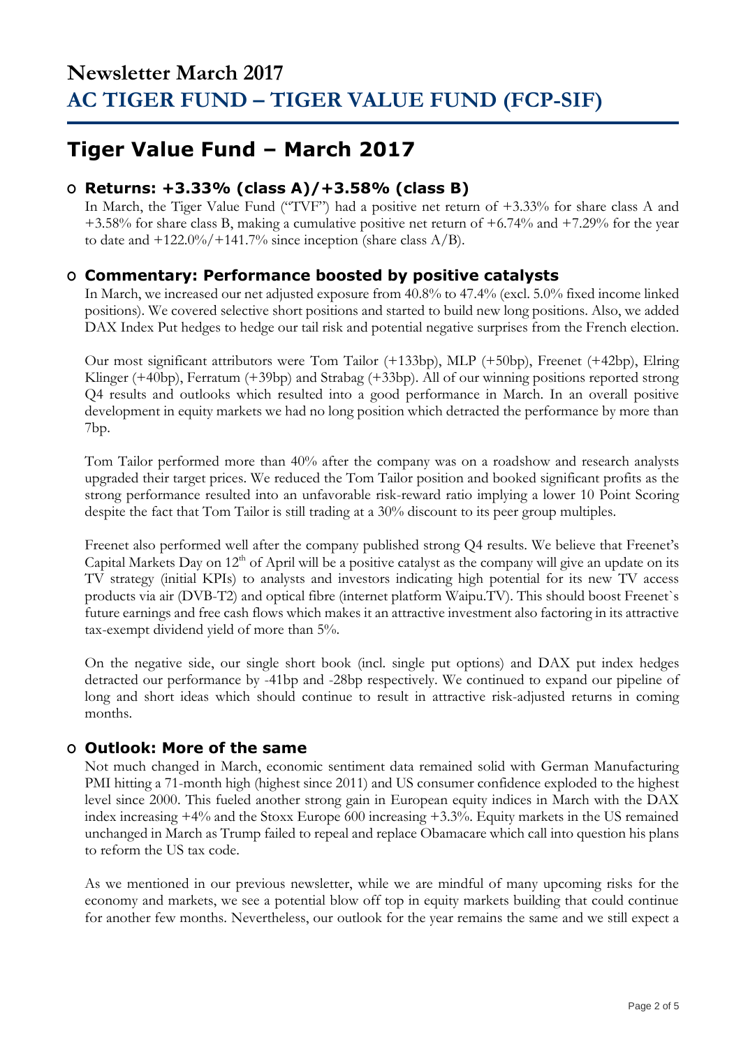# Newsletter March 2017

# AC TIGER FUND – TIGER VALUE FUND (FCP-SIF)

## Tiger Value Fund – March 2017

### Returns: +3.33% (class A)/+3.58% (class B)

In March, the Tiger Value Fund ("TVF") had a positive net return of +3.33% for share class A and +3.58% for share class B, making a cumulative positive net return of +6.74% and +7.29% for the year to date and +122.0%/+141.7% since inception (share class A/B).

### Commentary: Performance boosted by positive catalysts

In March, we increased our net adjusted exposure from 40.8% to 47.4% (excl. 5.0% fixed income linked positions). We covered selective short positions and started to build new long positions. Also, we added DAX Index Put hedges to hedge our tail risk and potential negative surprises from the French election.

Our most significant attributors were Tom Tailor (+133bp), MLP (+50bp), Freenet (+42bp), Elring Klinger (+40bp), Ferratum (+39bp) and Strabag (+33bp). All of our winning positions reported strong Q4 results and outlooks which resulted into a good performance in March. In an overall positive development in equity markets we had no long position which detracted the performance by more than 7bp.

Tom Tailor performed more than 40% after the company was on a roadshow and research analysts upgraded their target prices. We reduced the Tom Tailor position and booked significant profits as the strong performance resulted into an unfavorable risk-reward ratio implying a lower 10 Point Scoring despite the fact that Tom Tailor is still trading at a 30% discount to its peer group multiples.

Freenet also performed well after the company published strong Q4 results. We believe that Freenet's Capital Markets Day on 12th of April will be a positive catalyst as the company will give an update on its TV strategy (initial KPIs) to analysts and investors indicating high potential for its new TV access products via air (DVB-T2) and optical fibre (internet platform Waipu.TV). This should boost Freenet`s future earnings and free cash flows which makes it an attractive investment also factoring in its attractive tax-exempt dividend yield of more than 5%.

On the negative side, our single short book (incl. single put options) and DAX put index hedges detracted our performance by -41bp and -28bp respectively. We continued to expand our pipeline of long and short ideas which should continue to result in attractive risk-adjusted returns in coming months.

### Outlook: More of the same

Not much changed in March, economic sentiment data remained solid with German Manufacturing PMI hitting a 71-month high (highest since 2011) and US consumer confidence exploded to the highest level since 2000. This fueled another strong gain in European equity indices in March with the DAX index increasing +4% and the Stoxx Europe 600 increasing +3.3%. Equity markets in the US remained unchanged in March as Trump failed to repeal and replace Obamacare which call into question his plans to reform the US tax code.

As we mentioned in our previous newsletter, while we are mindful of many upcoming risks for the economy and markets, we see a potential blow off top in equity markets building that could continue for another few months. Nevertheless, our outlook for the year remains the same and we still expect a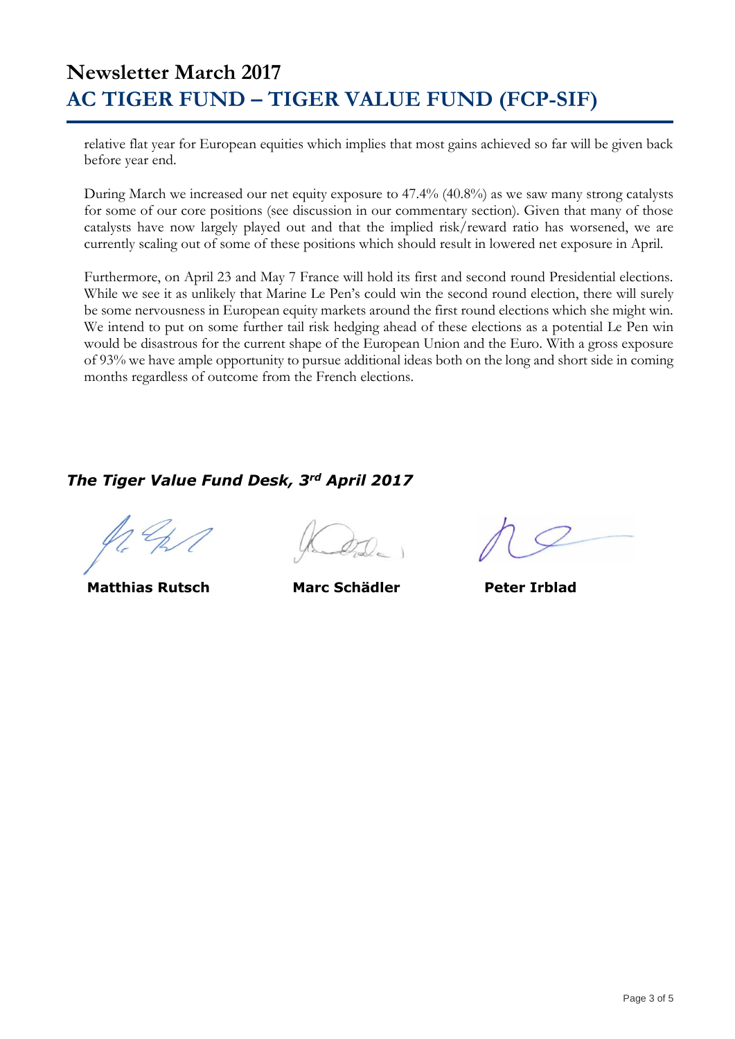relative flat year for European equities which implies that most gains achieved so far will be given back before year end.

During March we increased our net equity exposure to 47.4% (40.8%) as we saw many strong catalysts for some of our core positions (see discussion in our commentary section). Given that many of those catalysts have now largely played out and that the implied risk/reward ratio has worsened, we are currently scaling out of some of these positions which should result in lowered net exposure in April.

Furthermore, on April 23 and May 7 France will hold its first and second round Presidential elections. While we see it as unlikely that Marine Le Pen's could win the second round election, there will surely be some nervousness in European equity markets around the first round elections which she might win. We intend to put on some further tail risk hedging ahead of these elections as a potential Le Pen win would be disastrous for the current shape of the European Union and the Euro. With a gross exposure of 93% we have ample opportunity to pursue additional ideas both on the long and short side in coming months regardless of outcome from the French elections.

***The Tiger Value Fund Desk, 3rd April 2017***

**Matthias Rutsch** **Marc Schädler** **Peter Irblad**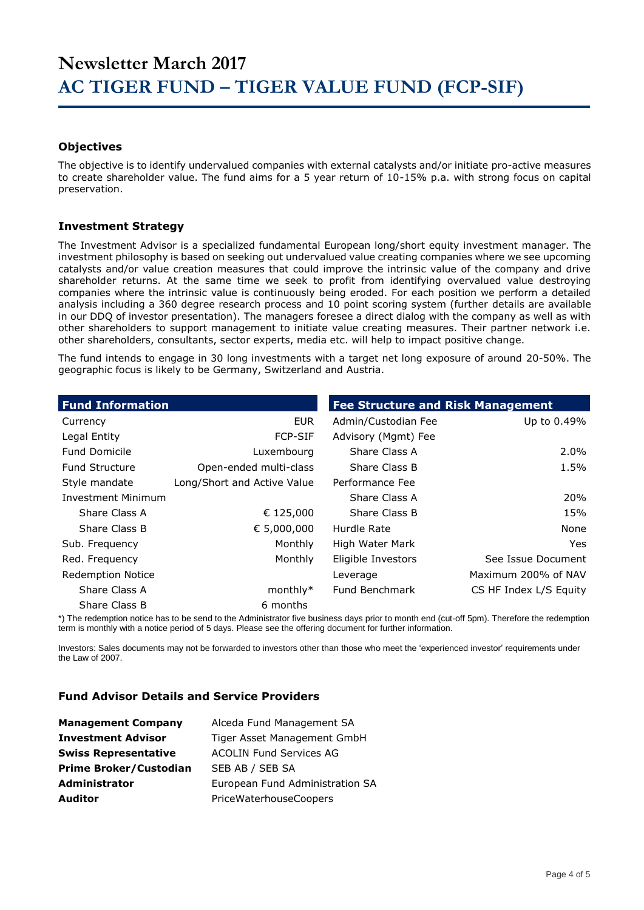# Newsletter March 2017

# AC TIGER FUND – TIGER VALUE FUND (FCP-SIF)

### Objectives

The objective is to identify undervalued companies with external catalysts and/or initiate pro-active measures to create shareholder value. The fund aims for a 5 year return of 10-15% p.a. with strong focus on capital preservation.

### Investment Strategy

The Investment Advisor is a specialized fundamental European long/short equity investment manager. The investment philosophy is based on seeking out undervalued value creating companies where we see upcoming catalysts and/or value creation measures that could improve the intrinsic value of the company and drive shareholder returns. At the same time we seek to profit from identifying overvalued value destroying companies where the intrinsic value is continuously being eroded. For each position we perform a detailed analysis including a 360 degree research process and 10 point scoring system (further details are available in our DDQ of investor presentation). The managers foresee a direct dialog with the company as well as with other shareholders to support management to initiate value creating measures. Their partner network i.e. other shareholders, consultants, sector experts, media etc. will help to impact positive change.

The fund intends to engage in 30 long investments with a target net long exposure of around 20-50%. The geographic focus is likely to be Germany, Switzerland and Austria.

| Fund Information | |
|---|---|
| Currency | EUR |
| Legal Entity | FCP-SIF |
| Fund Domicile | Luxembourg |
| Fund Structure | Open-ended multi-class |
| Style mandate | Long/Short and Active Value |
| Investment Minimum | |
| Share Class A | € 125,000 |
| Share Class B | € 5,000,000 |
| Sub. Frequency | Monthly |
| Red. Frequency | Monthly |
| Redemption Notice | |
| Share Class A | monthly* |
| Share Class B | 6 months |

| Fee Structure and Risk Management | |
|---|---|
| Admin/Custodian Fee | Up to 0.49% |
| Advisory (Mgmt) Fee | |
| Share Class A | 2.0% |
| Share Class B | 1.5% |
| Performance Fee | |
| Share Class A | 20% |
| Share Class B | 15% |
| Hurdle Rate | None |
| High Water Mark | Yes |
| Eligible Investors | See Issue Document |
| Leverage | Maximum 200% of NAV |
| Fund Benchmark | CS HF Index L/S Equity |

*) The redemption notice has to be send to the Administrator five business days prior to month end (cut-off 5pm). Therefore the redemption term is monthly with a notice period of 5 days. Please see the offering document for further information.

Investors: Sales documents may not be forwarded to investors other than those who meet the 'experienced investor' requirements under the Law of 2007.

### Fund Advisor Details and Service Providers

| | |
|---|---|
| **Management Company** | Alceda Fund Management SA |
| **Investment Advisor** | Tiger Asset Management GmbH |
| **Swiss Representative** | ACOLIN Fund Services AG |
| **Prime Broker/Custodian** | SEB AB / SEB SA |
| **Administrator** | European Fund Administration SA |
| **Auditor** | PriceWaterhouseCoopers |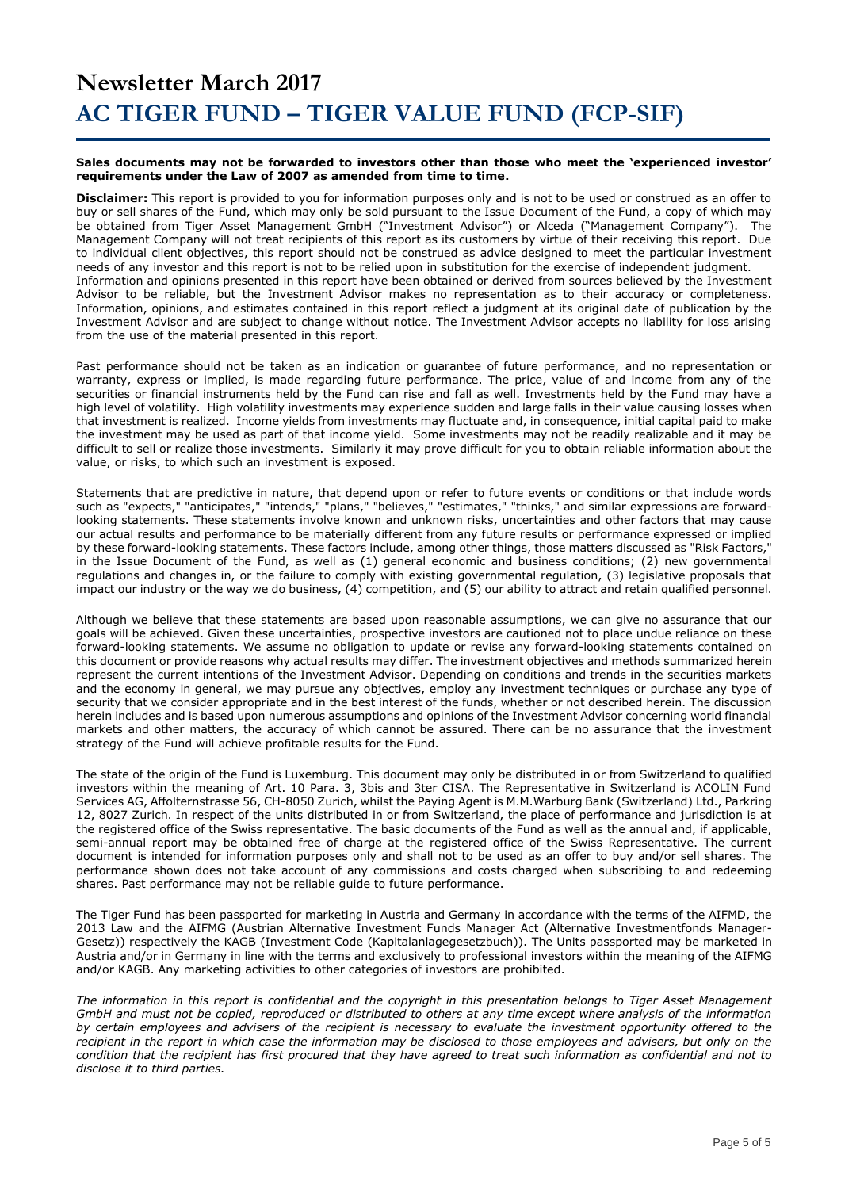# Newsletter March 2017

# AC TIGER FUND – TIGER VALUE FUND (FCP-SIF)

**Sales documents may not be forwarded to investors other than those who meet the 'experienced investor' requirements under the Law of 2007 as amended from time to time.**

**Disclaimer:** This report is provided to you for information purposes only and is not to be used or construed as an offer to buy or sell shares of the Fund, which may only be sold pursuant to the Issue Document of the Fund, a copy of which may be obtained from Tiger Asset Management GmbH ("Investment Advisor") or Alceda ("Management Company"). The Management Company will not treat recipients of this report as its customers by virtue of their receiving this report. Due to individual client objectives, this report should not be construed as advice designed to meet the particular investment needs of any investor and this report is not to be relied upon in substitution for the exercise of independent judgment. Information and opinions presented in this report have been obtained or derived from sources believed by the Investment Advisor to be reliable, but the Investment Advisor makes no representation as to their accuracy or completeness. Information, opinions, and estimates contained in this report reflect a judgment at its original date of publication by the Investment Advisor and are subject to change without notice. The Investment Advisor accepts no liability for loss arising from the use of the material presented in this report.

Past performance should not be taken as an indication or guarantee of future performance, and no representation or warranty, express or implied, is made regarding future performance. The price, value of and income from any of the securities or financial instruments held by the Fund can rise and fall as well. Investments held by the Fund may have a high level of volatility. High volatility investments may experience sudden and large falls in their value causing losses when that investment is realized. Income yields from investments may fluctuate and, in consequence, initial capital paid to make the investment may be used as part of that income yield. Some investments may not be readily realizable and it may be difficult to sell or realize those investments. Similarly it may prove difficult for you to obtain reliable information about the value, or risks, to which such an investment is exposed.

Statements that are predictive in nature, that depend upon or refer to future events or conditions or that include words such as "expects," "anticipates," "intends," "plans," "believes," "estimates," "thinks," and similar expressions are forward-looking statements. These statements involve known and unknown risks, uncertainties and other factors that may cause our actual results and performance to be materially different from any future results or performance expressed or implied by these forward-looking statements. These factors include, among other things, those matters discussed as "Risk Factors," in the Issue Document of the Fund, as well as (1) general economic and business conditions; (2) new governmental regulations and changes in, or the failure to comply with existing governmental regulation, (3) legislative proposals that impact our industry or the way we do business, (4) competition, and (5) our ability to attract and retain qualified personnel.

Although we believe that these statements are based upon reasonable assumptions, we can give no assurance that our goals will be achieved. Given these uncertainties, prospective investors are cautioned not to place undue reliance on these forward-looking statements. We assume no obligation to update or revise any forward-looking statements contained on this document or provide reasons why actual results may differ. The investment objectives and methods summarized herein represent the current intentions of the Investment Advisor. Depending on conditions and trends in the securities markets and the economy in general, we may pursue any objectives, employ any investment techniques or purchase any type of security that we consider appropriate and in the best interest of the funds, whether or not described herein. The discussion herein includes and is based upon numerous assumptions and opinions of the Investment Advisor concerning world financial markets and other matters, the accuracy of which cannot be assured. There can be no assurance that the investment strategy of the Fund will achieve profitable results for the Fund.

The state of the origin of the Fund is Luxemburg. This document may only be distributed in or from Switzerland to qualified investors within the meaning of Art. 10 Para. 3, 3bis and 3ter CISA. The Representative in Switzerland is ACOLIN Fund Services AG, Affolternstrasse 56, CH-8050 Zurich, whilst the Paying Agent is M.M.Warburg Bank (Switzerland) Ltd., Parkring 12, 8027 Zurich. In respect of the units distributed in or from Switzerland, the place of performance and jurisdiction is at the registered office of the Swiss representative. The basic documents of the Fund as well as the annual and, if applicable, semi-annual report may be obtained free of charge at the registered office of the Swiss Representative. The current document is intended for information purposes only and shall not to be used as an offer to buy and/or sell shares. The performance shown does not take account of any commissions and costs charged when subscribing to and redeeming shares. Past performance may not be reliable guide to future performance.

The Tiger Fund has been passported for marketing in Austria and Germany in accordance with the terms of the AIFMD, the 2013 Law and the AIFMG (Austrian Alternative Investment Funds Manager Act (Alternative Investmentfonds Manager-Gesetz)) respectively the KAGB (Investment Code (Kapitalanlagegesetzbuch)). The Units passported may be marketed in Austria and/or in Germany in line with the terms and exclusively to professional investors within the meaning of the AIFMG and/or KAGB. Any marketing activities to other categories of investors are prohibited.

*The information in this report is confidential and the copyright in this presentation belongs to Tiger Asset Management GmbH and must not be copied, reproduced or distributed to others at any time except where analysis of the information by certain employees and advisers of the recipient is necessary to evaluate the investment opportunity offered to the recipient in the report in which case the information may be disclosed to those employees and advisers, but only on the condition that the recipient has first procured that they have agreed to treat such information as confidential and not to disclose it to third parties.*